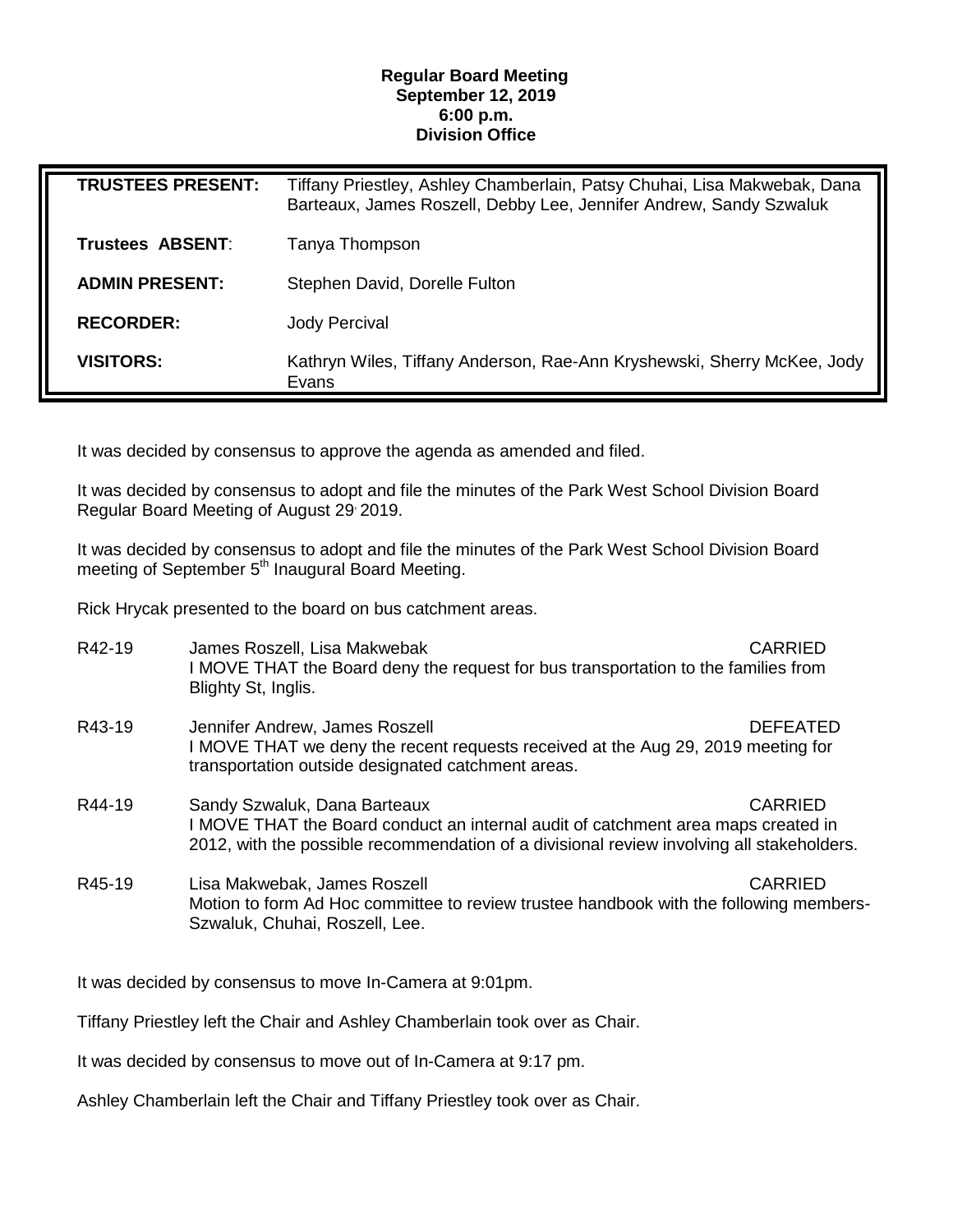**Regular Board Meeting**
**September 12, 2019**
**6:00 p.m.**
**Division Office**

| | |
|---|---|
| **TRUSTEES PRESENT:** | Tiffany Priestley, Ashley Chamberlain, Patsy Chuhai, Lisa Makwebak, Dana Barteaux, James Roszell, Debby Lee, Jennifer Andrew, Sandy Szwaluk |
| **Trustees ABSENT**: | Tanya Thompson |
| **ADMIN PRESENT:** | Stephen David, Dorelle Fulton |
| **RECORDER:** | Jody Percival |
| **VISITORS:** | Kathryn Wiles, Tiffany Anderson, Rae-Ann Kryshewski, Sherry McKee, Jody Evans |

It was decided by consensus to approve the agenda as amended and filed.

It was decided by consensus to adopt and file the minutes of the Park West School Division Board Regular Board Meeting of August 29, 2019.

It was decided by consensus to adopt and file the minutes of the Park West School Division Board meeting of September 5th Inaugural Board Meeting.

Rick Hrycak presented to the board on bus catchment areas.

R42-19 James Roszell, Lisa Makwebak CARRIED
I MOVE THAT the Board deny the request for bus transportation to the families from Blighty St, Inglis.

R43-19 Jennifer Andrew, James Roszell DEFEATED
I MOVE THAT we deny the recent requests received at the Aug 29, 2019 meeting for transportation outside designated catchment areas.

R44-19 Sandy Szwaluk, Dana Barteaux CARRIED
I MOVE THAT the Board conduct an internal audit of catchment area maps created in 2012, with the possible recommendation of a divisional review involving all stakeholders.

R45-19 Lisa Makwebak, James Roszell CARRIED
Motion to form Ad Hoc committee to review trustee handbook with the following members- Szwaluk, Chuhai, Roszell, Lee.

It was decided by consensus to move In-Camera at 9:01pm.

Tiffany Priestley left the Chair and Ashley Chamberlain took over as Chair.

It was decided by consensus to move out of In-Camera at 9:17 pm.

Ashley Chamberlain left the Chair and Tiffany Priestley took over as Chair.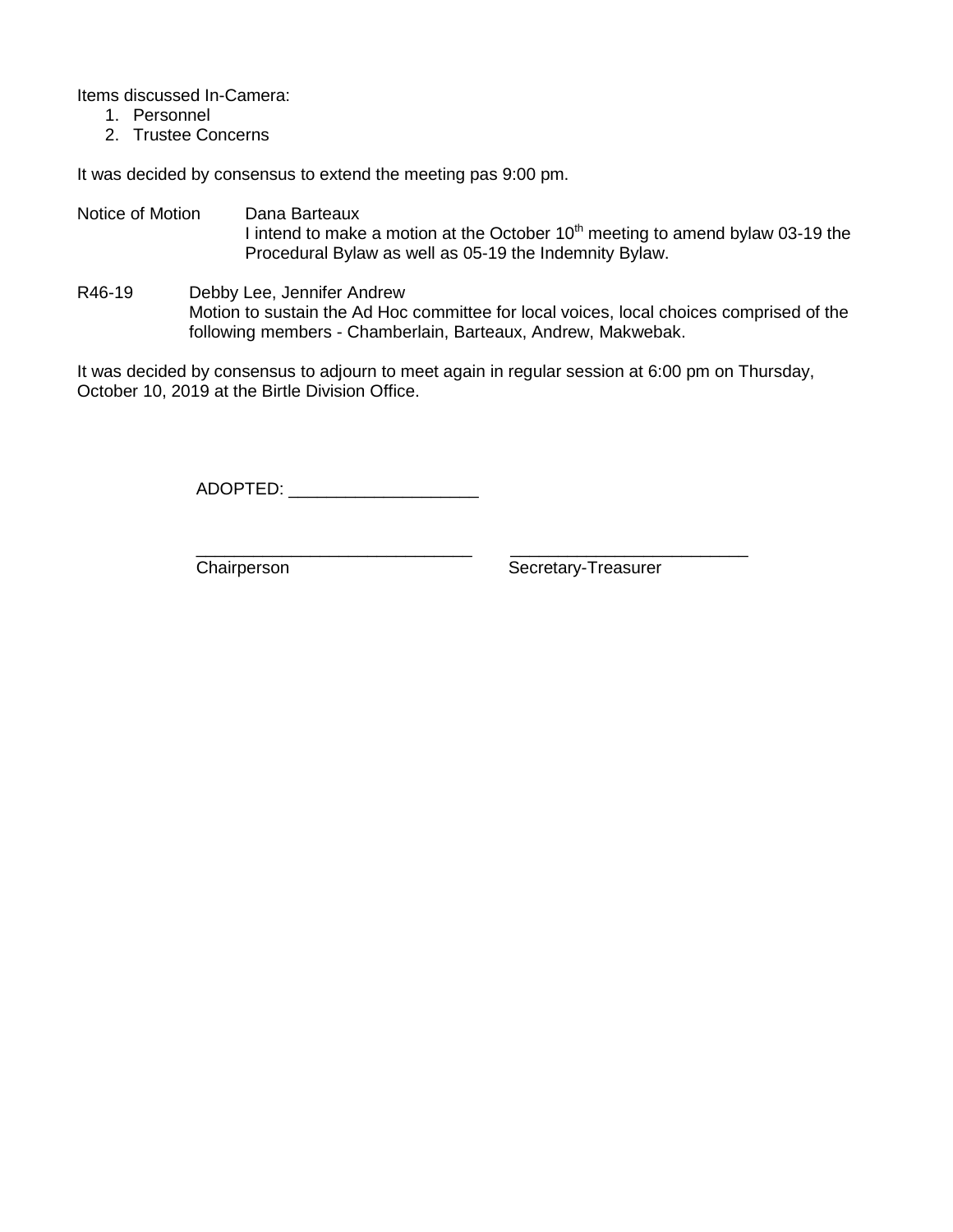Items discussed In-Camera:

1. Personnel
2. Trustee Concerns

It was decided by consensus to extend the meeting pas 9:00 pm.

Notice of Motion — Dana Barteaux
I intend to make a motion at the October 10th meeting to amend bylaw 03-19 the Procedural Bylaw as well as 05-19 the Indemnity Bylaw.

R46-19 — Debby Lee, Jennifer Andrew
Motion to sustain the Ad Hoc committee for local voices, local choices comprised of the following members - Chamberlain, Barteaux, Andrew, Makwebak.

It was decided by consensus to adjourn to meet again in regular session at 6:00 pm on Thursday, October 10, 2019 at the Birtle Division Office.

ADOPTED: ____________________

______________________________ Chairperson

_________________________ Secretary-Treasurer